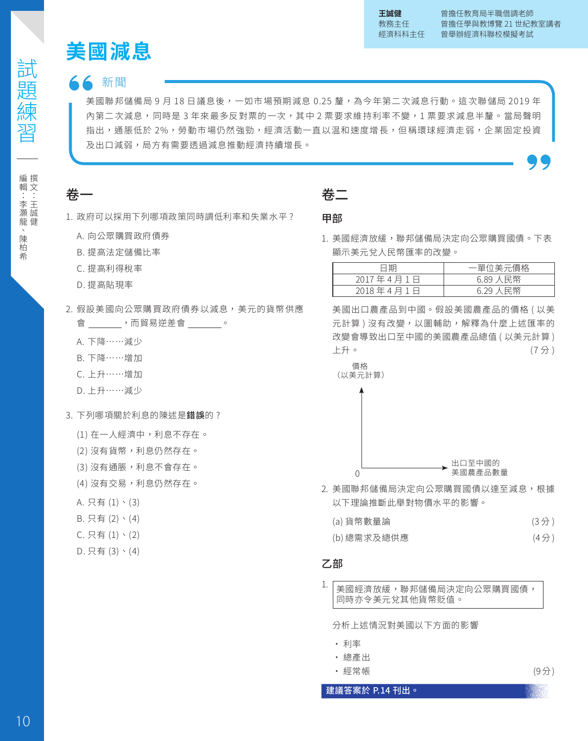王誠健　　曾擔任教育局半職借調老師
教務主任　曾擔任學與教博覽 21 世紀教室講者
經濟科科主任　曾舉辦經濟科聯校模擬考試

試題練習

撰文：王誠健
編輯：李灝龍、陳柏希

# 美國減息

## 新聞

美國聯邦儲備局 9 月 18 日議息後，一如市場預期減息 0.25 釐，為今年第二次減息行動。這次聯儲局 2019 年內第二次減息，同時是 3 年來最多反對票的一次，其中 2 票要求維持利率不變，1 票要求減息半釐。當局聲明指出，通脹低於 2%，勞動市場仍然強勁，經濟活動一直以溫和速度增長，但稱環球經濟走弱，企業固定投資及出口減弱，局方有需要透過減息推動經濟持續增長。

## 卷一

1. 政府可以採用下列哪項政策同時調低利率和失業水平？

   A. 向公眾購買政府債券
   B. 提高法定儲備比率
   C. 提高利得稅率
   D. 提高貼現率

2. 假設美國向公眾購買政府債券以減息，美元的貨幣供應會 \_\_\_\_\_\_，而貿易逆差會 \_\_\_\_\_\_。

   A. 下降……減少
   B. 下降……增加
   C. 上升……增加
   D. 上升……減少

3. 下列哪項關於利息的陳述是**錯誤**的？

   (1) 在一人經濟中，利息不存在。
   (2) 沒有貨幣，利息仍然存在。
   (3) 沒有通脹，利息不會存在。
   (4) 沒有交易，利息仍然存在。

   A. 只有 (1)、(3)
   B. 只有 (2)、(4)
   C. 只有 (1)、(2)
   D. 只有 (3)、(4)

## 卷二

### 甲部

1. 美國經濟放緩，聯邦儲備局決定向公眾購買國債。下表顯示美元兌人民幣匯率的改變。

| 日期 | 一單位美元價格 |
|---|---|
| 2017 年 4 月 1 日 | 6.89 人民幣 |
| 2018 年 4 月 1 日 | 6.29 人民幣 |

美國出口農產品到中國。假設美國農產品的價格 ( 以美元計算 ) 沒有改變，以圖輔助，解釋為什麼上述匯率的改變會導致出口至中國的美國農產品總值 ( 以美元計算 ) 上升。 (7 分 )

價格（以美元計算）

0　　出口至中國的美國農產品數量

2. 美國聯邦儲備局決定向公眾購買國債以達至減息，根據以下理論推斷此舉對物價水平的影響。

   (a) 貨幣數量論 (3 分 )
   (b) 總需求及總供應 (4 分 )

### 乙部

1. 美國經濟放緩，聯邦儲備局決定向公眾購買國債，同時亦令美元兌其他貨幣貶值。

   分析上述情況對美國以下方面的影響

   - 利率
   - 總產出
   - 經常帳 (9分 )

**建議答案於 P.14 刊出。**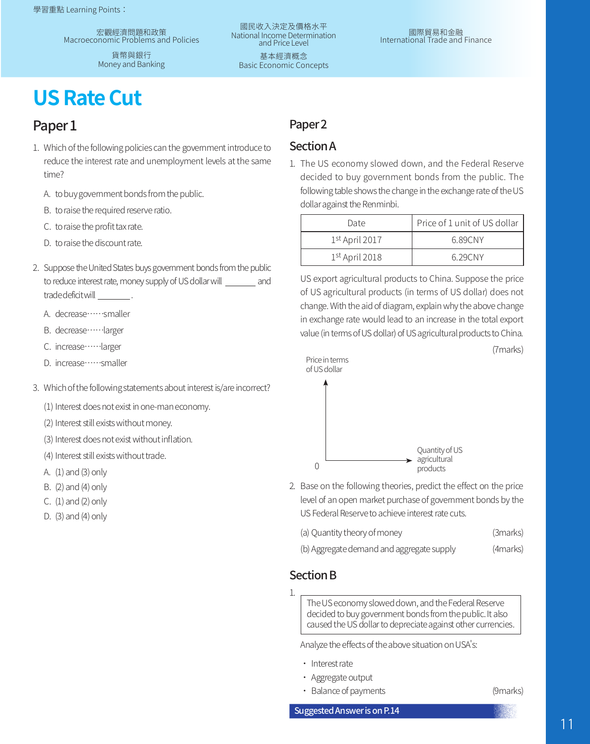學習重點 Learning Points：

宏觀經濟問題和政策
Macroeconomic Problems and Policies

貨幣與銀行
Money and Banking

國民收入決定及價格水平
National Income Determination and Price Level

基本經濟概念
Basic Economic Concepts

國際貿易和金融
International Trade and Finance

# US Rate Cut

## Paper 1

1. Which of the following policies can the government introduce to reduce the interest rate and unemployment levels at the same time?

   A. to buy government bonds from the public.
   B. to raise the required reserve ratio.
   C. to raise the profit tax rate.
   D. to raise the discount rate.

2. Suppose the United States buys government bonds from the public to reduce interest rate, money supply of US dollar will _______ and trade deficit will _______.

   A. decrease……smaller
   B. decrease……larger
   C. increase……larger
   D. increase……smaller

3. Which of the following statements about interest is/are incorrect?

   (1) Interest does not exist in one-man economy.
   (2) Interest still exists without money.
   (3) Interest does not exist without inflation.
   (4) Interest still exists without trade.

   A. (1) and (3) only
   B. (2) and (4) only
   C. (1) and (2) only
   D. (3) and (4) only

## Paper 2

### Section A

1. The US economy slowed down, and the Federal Reserve decided to buy government bonds from the public. The following table shows the change in the exchange rate of the US dollar against the Renminbi.

| Date | Price of 1 unit of US dollar |
|---|---|
| 1st April 2017 | 6.89CNY |
| 1st April 2018 | 6.29CNY |

   US export agricultural products to China. Suppose the price of US agricultural products (in terms of US dollar) does not change. With the aid of diagram, explain why the above change in exchange rate would lead to an increase in the total export value (in terms of US dollar) of US agricultural products to China. (7marks)

   Price in terms of US dollar

   0 Quantity of US agricultural products

2. Base on the following theories, predict the effect on the price level of an open market purchase of government bonds by the US Federal Reserve to achieve interest rate cuts.

   (a) Quantity theory of money (3marks)

   (b) Aggregate demand and aggregate supply (4marks)

### Section B

1. The US economy slowed down, and the Federal Reserve decided to buy government bonds from the public. It also caused the US dollar to depreciate against other currencies.

   Analyze the effects of the above situation on USA's:

   - Interest rate
   - Aggregate output
   - Balance of payments (9marks)

**Suggested Answer is on P.14**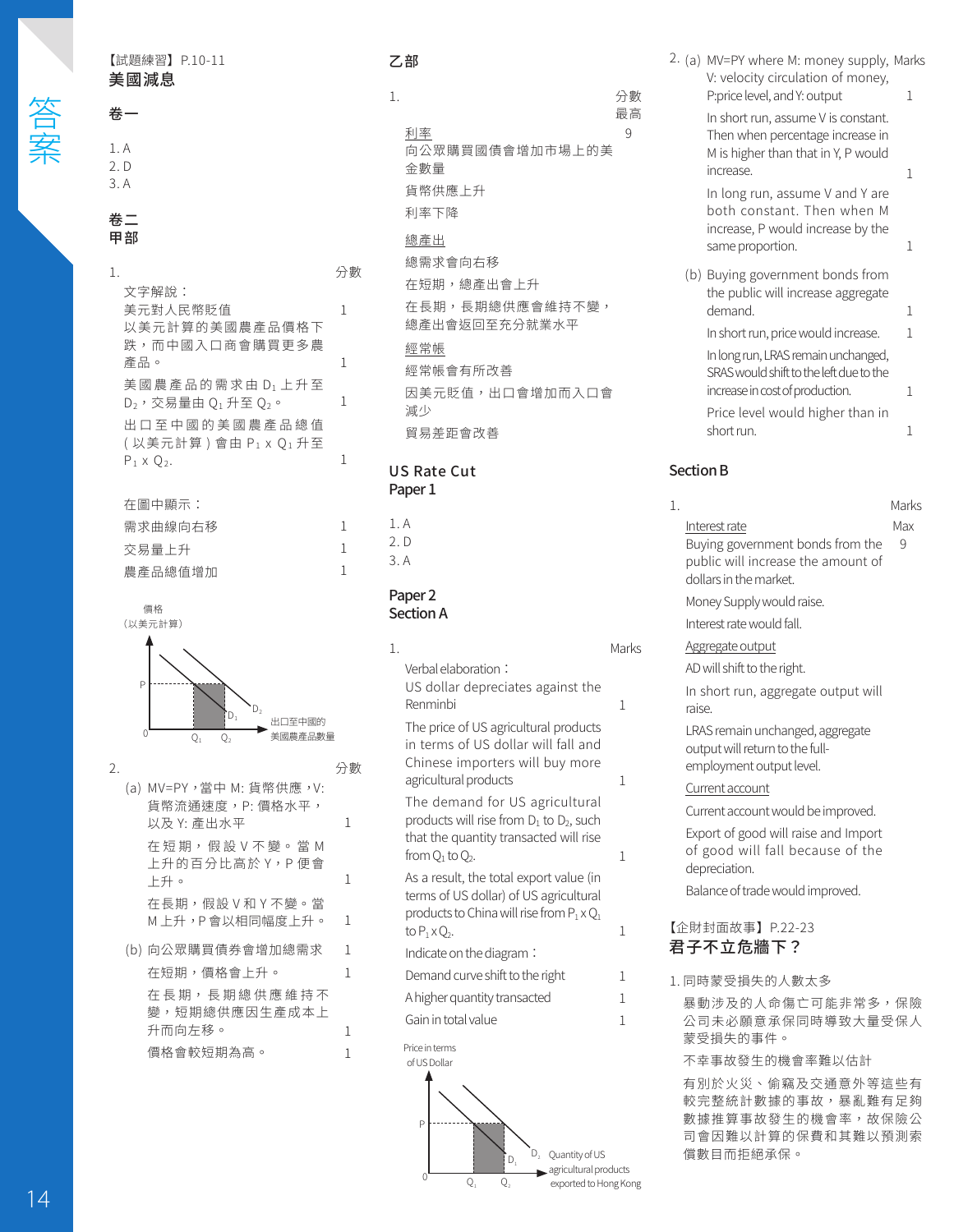答案

【試題練習】P.10-11

## 美國減息

### 卷一

1. A
2. D
3. A

### 卷二
### 甲部

| 1. | 分數 |
|---|---|
| 文字解說： | |
| 美元對人民幣貶值 | 1 |
| 以美元計算的美國農產品價格下跌，而中國入口商會購買更多農產品。 | 1 |
| 美國農產品的需求由 $D_1$ 上升至 $D_2$，交易量由 $Q_1$ 升至 $Q_2$。 | 1 |
| 出口至中國的美國農產品總值（以美元計算）會由 $P_1 \times Q_1$ 升至 $P_1 \times Q_2$. | 1 |
| 在圖中顯示： | |
| 需求曲線向右移 | 1 |
| 交易量上升 | 1 |
| 農產品總值增加 | 1 |

價格（以美元計算）
P
0
$Q_1$ $Q_2$
$D_1$ $D_2$
出口至中國的美國農產品數量

| 2. | 分數 |
|---|---|
| (a) MV=PY，當中 M: 貨幣供應，V: 貨幣流通速度，P: 價格水平，以及 Y: 產出水平 | 1 |
| 在短期，假設 V 不變。當 M 上升的百分比高於 Y，P 便會上升。 | 1 |
| 在長期，假設 V 和 Y 不變。當 M 上升，P 會以相同幅度上升。 | 1 |
| (b) 向公眾購買債券會增加總需求 | 1 |
| 在短期，價格會上升。 | 1 |
| 在長期，長期總供應維持不變，短期總供應因生產成本上升而向左移。 | 1 |
| 價格會較短期為高。 | 1 |

### 乙部

| 1. | 分數最高 |
|---|---|
| <u>利率</u> | 9 |
| 向公眾購買國債會增加市場上的美金數量 | |
| 貨幣供應上升 | |
| 利率下降 | |
| <u>總產出</u> | |
| 總需求會向右移 | |
| 在短期，總產出會上升 | |
| 在長期，長期總供應維持不變，總產出會返回至充分就業水平 | |
| <u>經常帳</u> | |
| 經常帳會有所改善 | |
| 因美元貶值，出口會增加而入口會減少 | |
| 貿易差距會改善 | |

## US Rate Cut

### Paper 1

1. A
2. D
3. A

### Paper 2
### Section A

| 1. | Marks |
|---|---|
| Verbal elaboration： | |
| US dollar depreciates against the Renminbi | 1 |
| The price of US agricultural products in terms of US dollar will fall and Chinese importers will buy more agricultural products | 1 |
| The demand for US agricultural products will rise from $D_1$ to $D_2$, such that the quantity transacted will rise from $Q_1$ to $Q_2$. | 1 |
| As a result, the total export value (in terms of US dollar) of US agricultural products to China will rise from $P_1 \times Q_1$ to $P_1 \times Q_2$. | 1 |
| Indicate on the diagram： | |
| Demand curve shift to the right | 1 |
| A higher quantity transacted | 1 |
| Gain in total value | 1 |

Price in terms of US Dollar
P
0
$Q_1$ $Q_2$
$D_1$ $D_2$
Quantity of US agricultural products exported to Hong Kong

| 2. | Marks |
|---|---|
| (a) MV=PY where M: money supply, V: velocity circulation of money, P:price level, and Y: output | 1 |
| In short run, assume V is constant. Then when percentage increase in M is higher than that in Y, P would increase. | 1 |
| In long run, assume V and Y are both constant. Then when M increase, P would increase by the same proportion. | 1 |
| (b) Buying government bonds from the public will increase aggregate demand. | 1 |
| In short run, price would increase. | 1 |
| In long run, LRAS remain unchanged, SRAS would shift to the left due to the increase in cost of production. | 1 |
| Price level would higher than in short run. | 1 |

### Section B

| 1. | Marks Max |
|---|---|
| <u>Interest rate</u> | 9 |
| Buying government bonds from the public will increase the amount of dollars in the market. | |
| Money Supply would raise. | |
| Interest rate would fall. | |
| <u>Aggregate output</u> | |
| AD will shift to the right. | |
| In short run, aggregate output will raise. | |
| LRAS remain unchanged, aggregate output will return to the full-employment output level. | |
| <u>Current account</u> | |
| Current account would be improved. | |
| Export of good will raise and Import of good will fall because of the depreciation. | |
| Balance of trade would improved. | |

【企財封面故事】P.22-23

## 君子不立危牆下？

1. 同時蒙受損失的人數太多

暴動涉及的人命傷亡可能非常多，保險公司未必願意承保同時導致大量受保人蒙受損失的事件。

不幸事故發生的機會率難以估計

有別於火災、偷竊及交通意外等這些有較完整統計數據的事故，暴亂難有足夠數據推算事故發生的機會率，故保險公司會因難以計算的保費和其難以預測索償數目而拒絕承保。